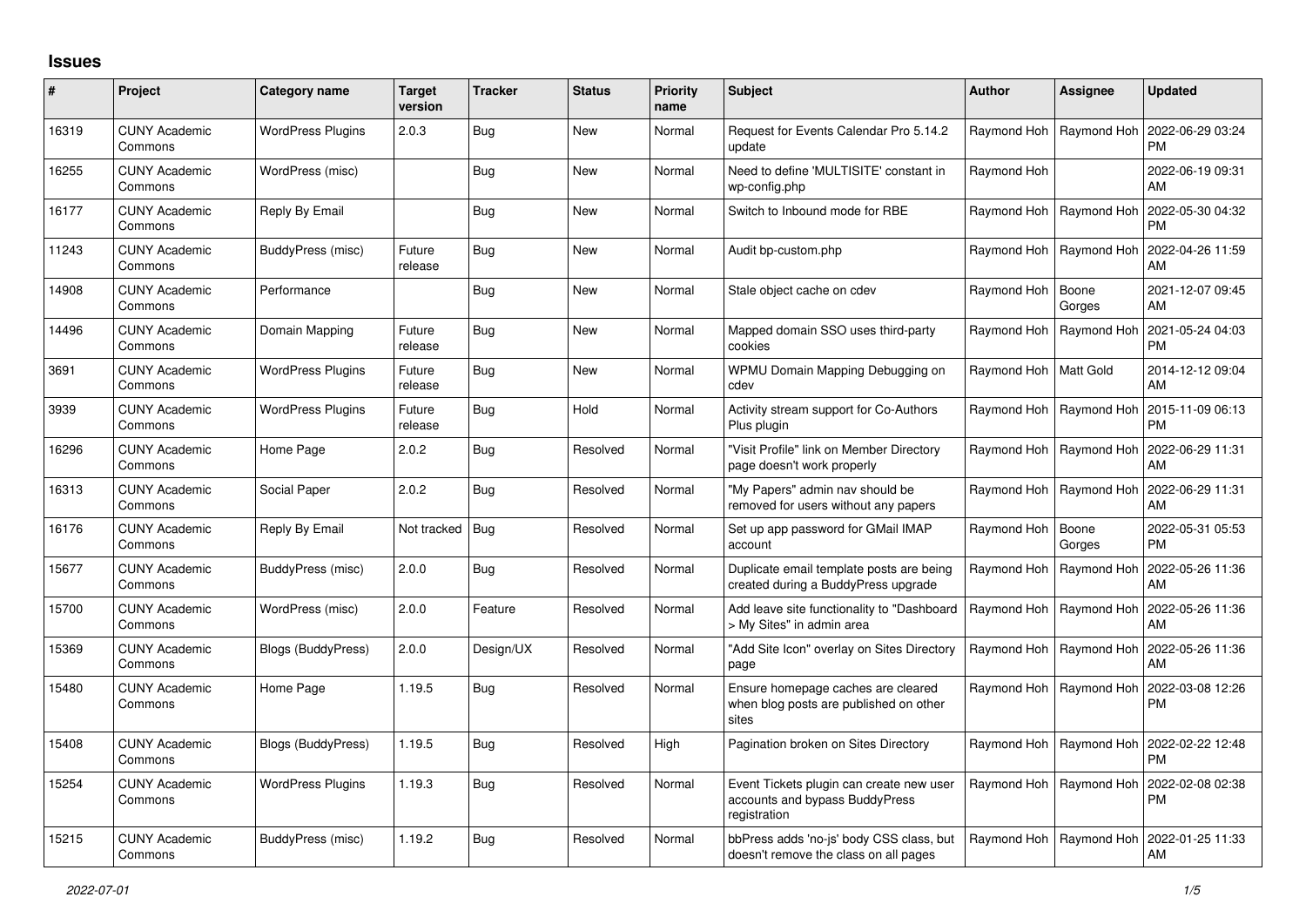# Issues

| # | Project | Category name | Target version | Tracker | Status | Priority name | Subject | Author | Assignee | Updated |
|---|---|---|---|---|---|---|---|---|---|---|
| 16319 | CUNY Academic Commons | WordPress Plugins | 2.0.3 | Bug | New | Normal | Request for Events Calendar Pro 5.14.2 update | Raymond Hoh | Raymond Hoh | 2022-06-29 03:24 PM |
| 16255 | CUNY Academic Commons | WordPress (misc) | | Bug | New | Normal | Need to define 'MULTISITE' constant in wp-config.php | Raymond Hoh | | 2022-06-19 09:31 AM |
| 16177 | CUNY Academic Commons | Reply By Email | | Bug | New | Normal | Switch to Inbound mode for RBE | Raymond Hoh | Raymond Hoh | 2022-05-30 04:32 PM |
| 11243 | CUNY Academic Commons | BuddyPress (misc) | Future release | Bug | New | Normal | Audit bp-custom.php | Raymond Hoh | Raymond Hoh | 2022-04-26 11:59 AM |
| 14908 | CUNY Academic Commons | Performance | | Bug | New | Normal | Stale object cache on cdev | Raymond Hoh | Boone Gorges | 2021-12-07 09:45 AM |
| 14496 | CUNY Academic Commons | Domain Mapping | Future release | Bug | New | Normal | Mapped domain SSO uses third-party cookies | Raymond Hoh | Raymond Hoh | 2021-05-24 04:03 PM |
| 3691 | CUNY Academic Commons | WordPress Plugins | Future release | Bug | New | Normal | WPMU Domain Mapping Debugging on cdev | Raymond Hoh | Matt Gold | 2014-12-12 09:04 AM |
| 3939 | CUNY Academic Commons | WordPress Plugins | Future release | Bug | Hold | Normal | Activity stream support for Co-Authors Plus plugin | Raymond Hoh | Raymond Hoh | 2015-11-09 06:13 PM |
| 16296 | CUNY Academic Commons | Home Page | 2.0.2 | Bug | Resolved | Normal | "Visit Profile" link on Member Directory page doesn't work properly | Raymond Hoh | Raymond Hoh | 2022-06-29 11:31 AM |
| 16313 | CUNY Academic Commons | Social Paper | 2.0.2 | Bug | Resolved | Normal | "My Papers" admin nav should be removed for users without any papers | Raymond Hoh | Raymond Hoh | 2022-06-29 11:31 AM |
| 16176 | CUNY Academic Commons | Reply By Email | Not tracked | Bug | Resolved | Normal | Set up app password for GMail IMAP account | Raymond Hoh | Boone Gorges | 2022-05-31 05:53 PM |
| 15677 | CUNY Academic Commons | BuddyPress (misc) | 2.0.0 | Bug | Resolved | Normal | Duplicate email template posts are being created during a BuddyPress upgrade | Raymond Hoh | Raymond Hoh | 2022-05-26 11:36 AM |
| 15700 | CUNY Academic Commons | WordPress (misc) | 2.0.0 | Feature | Resolved | Normal | Add leave site functionality to "Dashboard > My Sites" in admin area | Raymond Hoh | Raymond Hoh | 2022-05-26 11:36 AM |
| 15369 | CUNY Academic Commons | Blogs (BuddyPress) | 2.0.0 | Design/UX | Resolved | Normal | "Add Site Icon" overlay on Sites Directory page | Raymond Hoh | Raymond Hoh | 2022-05-26 11:36 AM |
| 15480 | CUNY Academic Commons | Home Page | 1.19.5 | Bug | Resolved | Normal | Ensure homepage caches are cleared when blog posts are published on other sites | Raymond Hoh | Raymond Hoh | 2022-03-08 12:26 PM |
| 15408 | CUNY Academic Commons | Blogs (BuddyPress) | 1.19.5 | Bug | Resolved | High | Pagination broken on Sites Directory | Raymond Hoh | Raymond Hoh | 2022-02-22 12:48 PM |
| 15254 | CUNY Academic Commons | WordPress Plugins | 1.19.3 | Bug | Resolved | Normal | Event Tickets plugin can create new user accounts and bypass BuddyPress registration | Raymond Hoh | Raymond Hoh | 2022-02-08 02:38 PM |
| 15215 | CUNY Academic Commons | BuddyPress (misc) | 1.19.2 | Bug | Resolved | Normal | bbPress adds 'no-js' body CSS class, but doesn't remove the class on all pages | Raymond Hoh | Raymond Hoh | 2022-01-25 11:33 AM |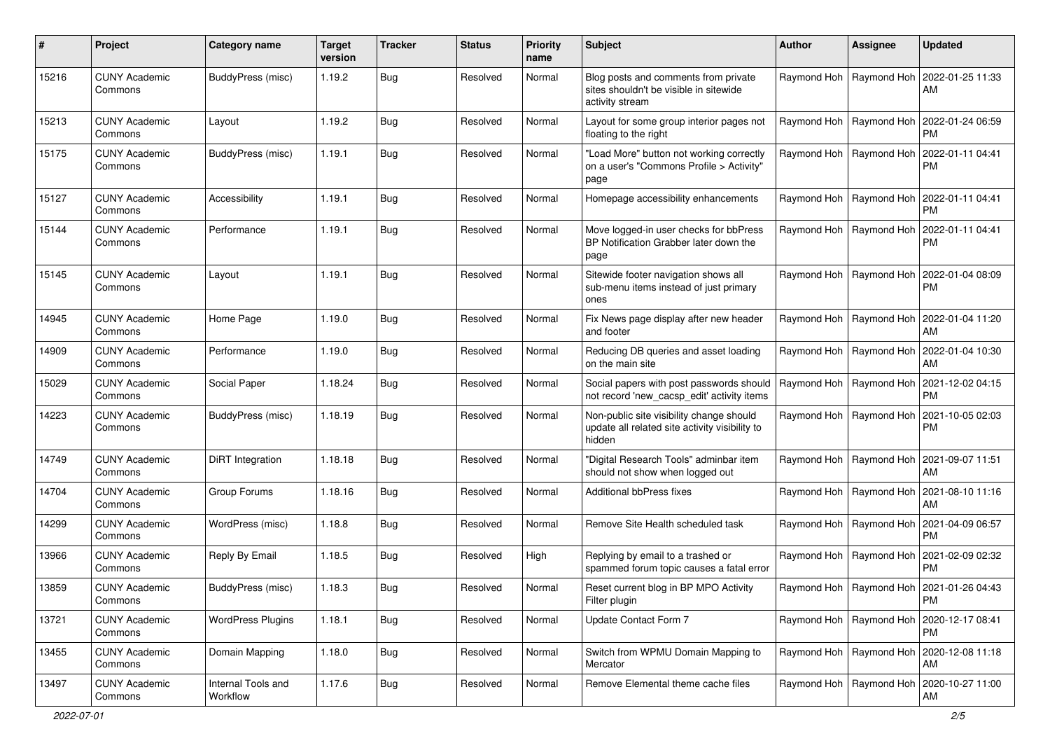| # | Project | Category name | Target version | Tracker | Status | Priority name | Subject | Author | Assignee | Updated |
|---|---|---|---|---|---|---|---|---|---|---|
| 15216 | CUNY Academic Commons | BuddyPress (misc) | 1.19.2 | Bug | Resolved | Normal | Blog posts and comments from private sites shouldn't be visible in sitewide activity stream | Raymond Hoh | Raymond Hoh | 2022-01-25 11:33 AM |
| 15213 | CUNY Academic Commons | Layout | 1.19.2 | Bug | Resolved | Normal | Layout for some group interior pages not floating to the right | Raymond Hoh | Raymond Hoh | 2022-01-24 06:59 PM |
| 15175 | CUNY Academic Commons | BuddyPress (misc) | 1.19.1 | Bug | Resolved | Normal | "Load More" button not working correctly on a user's "Commons Profile > Activity" page | Raymond Hoh | Raymond Hoh | 2022-01-11 04:41 PM |
| 15127 | CUNY Academic Commons | Accessibility | 1.19.1 | Bug | Resolved | Normal | Homepage accessibility enhancements | Raymond Hoh | Raymond Hoh | 2022-01-11 04:41 PM |
| 15144 | CUNY Academic Commons | Performance | 1.19.1 | Bug | Resolved | Normal | Move logged-in user checks for bbPress BP Notification Grabber later down the page | Raymond Hoh | Raymond Hoh | 2022-01-11 04:41 PM |
| 15145 | CUNY Academic Commons | Layout | 1.19.1 | Bug | Resolved | Normal | Sitewide footer navigation shows all sub-menu items instead of just primary ones | Raymond Hoh | Raymond Hoh | 2022-01-04 08:09 PM |
| 14945 | CUNY Academic Commons | Home Page | 1.19.0 | Bug | Resolved | Normal | Fix News page display after new header and footer | Raymond Hoh | Raymond Hoh | 2022-01-04 11:20 AM |
| 14909 | CUNY Academic Commons | Performance | 1.19.0 | Bug | Resolved | Normal | Reducing DB queries and asset loading on the main site | Raymond Hoh | Raymond Hoh | 2022-01-04 10:30 AM |
| 15029 | CUNY Academic Commons | Social Paper | 1.18.24 | Bug | Resolved | Normal | Social papers with post passwords should not record 'new_cacsp_edit' activity items | Raymond Hoh | Raymond Hoh | 2021-12-02 04:15 PM |
| 14223 | CUNY Academic Commons | BuddyPress (misc) | 1.18.19 | Bug | Resolved | Normal | Non-public site visibility change should update all related site activity visibility to hidden | Raymond Hoh | Raymond Hoh | 2021-10-05 02:03 PM |
| 14749 | CUNY Academic Commons | DiRT Integration | 1.18.18 | Bug | Resolved | Normal | "Digital Research Tools" adminbar item should not show when logged out | Raymond Hoh | Raymond Hoh | 2021-09-07 11:51 AM |
| 14704 | CUNY Academic Commons | Group Forums | 1.18.16 | Bug | Resolved | Normal | Additional bbPress fixes | Raymond Hoh | Raymond Hoh | 2021-08-10 11:16 AM |
| 14299 | CUNY Academic Commons | WordPress (misc) | 1.18.8 | Bug | Resolved | Normal | Remove Site Health scheduled task | Raymond Hoh | Raymond Hoh | 2021-04-09 06:57 PM |
| 13966 | CUNY Academic Commons | Reply By Email | 1.18.5 | Bug | Resolved | High | Replying by email to a trashed or spammed forum topic causes a fatal error | Raymond Hoh | Raymond Hoh | 2021-02-09 02:32 PM |
| 13859 | CUNY Academic Commons | BuddyPress (misc) | 1.18.3 | Bug | Resolved | Normal | Reset current blog in BP MPO Activity Filter plugin | Raymond Hoh | Raymond Hoh | 2021-01-26 04:43 PM |
| 13721 | CUNY Academic Commons | WordPress Plugins | 1.18.1 | Bug | Resolved | Normal | Update Contact Form 7 | Raymond Hoh | Raymond Hoh | 2020-12-17 08:41 PM |
| 13455 | CUNY Academic Commons | Domain Mapping | 1.18.0 | Bug | Resolved | Normal | Switch from WPMU Domain Mapping to Mercator | Raymond Hoh | Raymond Hoh | 2020-12-08 11:18 AM |
| 13497 | CUNY Academic Commons | Internal Tools and Workflow | 1.17.6 | Bug | Resolved | Normal | Remove Elemental theme cache files | Raymond Hoh | Raymond Hoh | 2020-10-27 11:00 AM |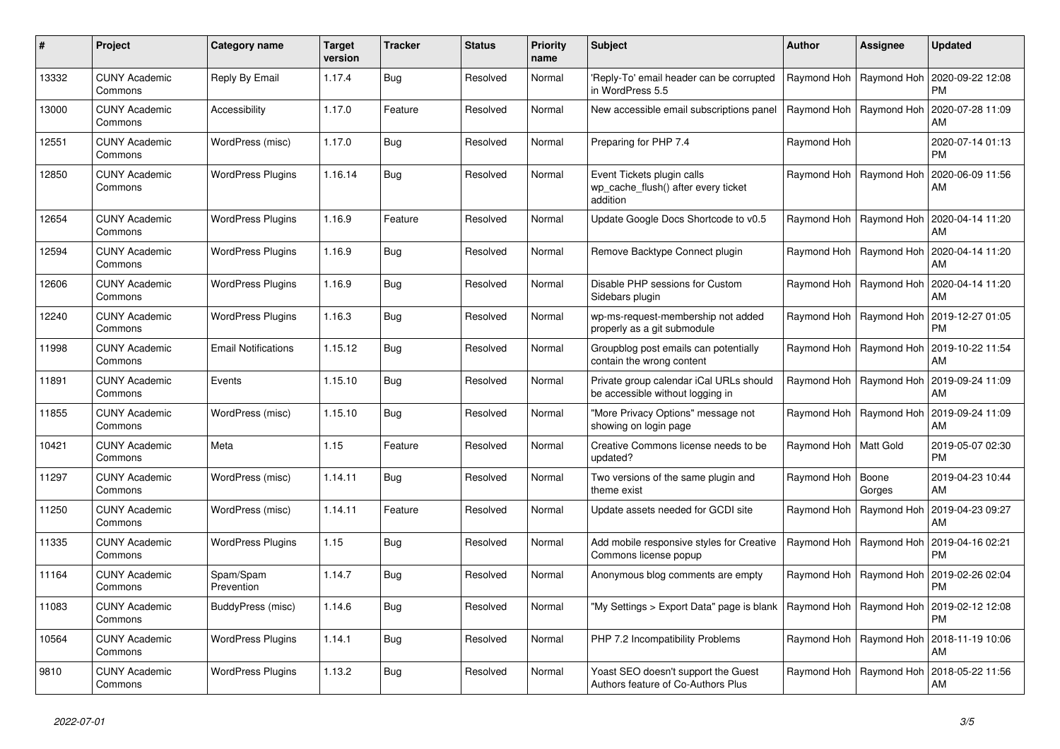| # | Project | Category name | Target version | Tracker | Status | Priority name | Subject | Author | Assignee | Updated |
|---|---|---|---|---|---|---|---|---|---|---|
| 13332 | CUNY Academic Commons | Reply By Email | 1.17.4 | Bug | Resolved | Normal | 'Reply-To' email header can be corrupted in WordPress 5.5 | Raymond Hoh | Raymond Hoh | 2020-09-22 12:08 PM |
| 13000 | CUNY Academic Commons | Accessibility | 1.17.0 | Feature | Resolved | Normal | New accessible email subscriptions panel | Raymond Hoh | Raymond Hoh | 2020-07-28 11:09 AM |
| 12551 | CUNY Academic Commons | WordPress (misc) | 1.17.0 | Bug | Resolved | Normal | Preparing for PHP 7.4 | Raymond Hoh | | 2020-07-14 01:13 PM |
| 12850 | CUNY Academic Commons | WordPress Plugins | 1.16.14 | Bug | Resolved | Normal | Event Tickets plugin calls wp_cache_flush() after every ticket addition | Raymond Hoh | Raymond Hoh | 2020-06-09 11:56 AM |
| 12654 | CUNY Academic Commons | WordPress Plugins | 1.16.9 | Feature | Resolved | Normal | Update Google Docs Shortcode to v0.5 | Raymond Hoh | Raymond Hoh | 2020-04-14 11:20 AM |
| 12594 | CUNY Academic Commons | WordPress Plugins | 1.16.9 | Bug | Resolved | Normal | Remove Backtype Connect plugin | Raymond Hoh | Raymond Hoh | 2020-04-14 11:20 AM |
| 12606 | CUNY Academic Commons | WordPress Plugins | 1.16.9 | Bug | Resolved | Normal | Disable PHP sessions for Custom Sidebars plugin | Raymond Hoh | Raymond Hoh | 2020-04-14 11:20 AM |
| 12240 | CUNY Academic Commons | WordPress Plugins | 1.16.3 | Bug | Resolved | Normal | wp-ms-request-membership not added properly as a git submodule | Raymond Hoh | Raymond Hoh | 2019-12-27 01:05 PM |
| 11998 | CUNY Academic Commons | Email Notifications | 1.15.12 | Bug | Resolved | Normal | Groupblog post emails can potentially contain the wrong content | Raymond Hoh | Raymond Hoh | 2019-10-22 11:54 AM |
| 11891 | CUNY Academic Commons | Events | 1.15.10 | Bug | Resolved | Normal | Private group calendar iCal URLs should be accessible without logging in | Raymond Hoh | Raymond Hoh | 2019-09-24 11:09 AM |
| 11855 | CUNY Academic Commons | WordPress (misc) | 1.15.10 | Bug | Resolved | Normal | "More Privacy Options" message not showing on login page | Raymond Hoh | Raymond Hoh | 2019-09-24 11:09 AM |
| 10421 | CUNY Academic Commons | Meta | 1.15 | Feature | Resolved | Normal | Creative Commons license needs to be updated? | Raymond Hoh | Matt Gold | 2019-05-07 02:30 PM |
| 11297 | CUNY Academic Commons | WordPress (misc) | 1.14.11 | Bug | Resolved | Normal | Two versions of the same plugin and theme exist | Raymond Hoh | Boone Gorges | 2019-04-23 10:44 AM |
| 11250 | CUNY Academic Commons | WordPress (misc) | 1.14.11 | Feature | Resolved | Normal | Update assets needed for GCDI site | Raymond Hoh | Raymond Hoh | 2019-04-23 09:27 AM |
| 11335 | CUNY Academic Commons | WordPress Plugins | 1.15 | Bug | Resolved | Normal | Add mobile responsive styles for Creative Commons license popup | Raymond Hoh | Raymond Hoh | 2019-04-16 02:21 PM |
| 11164 | CUNY Academic Commons | Spam/Spam Prevention | 1.14.7 | Bug | Resolved | Normal | Anonymous blog comments are empty | Raymond Hoh | Raymond Hoh | 2019-02-26 02:04 PM |
| 11083 | CUNY Academic Commons | BuddyPress (misc) | 1.14.6 | Bug | Resolved | Normal | "My Settings > Export Data" page is blank | Raymond Hoh | Raymond Hoh | 2019-02-12 12:08 PM |
| 10564 | CUNY Academic Commons | WordPress Plugins | 1.14.1 | Bug | Resolved | Normal | PHP 7.2 Incompatibility Problems | Raymond Hoh | Raymond Hoh | 2018-11-19 10:06 AM |
| 9810 | CUNY Academic Commons | WordPress Plugins | 1.13.2 | Bug | Resolved | Normal | Yoast SEO doesn't support the Guest Authors feature of Co-Authors Plus | Raymond Hoh | Raymond Hoh | 2018-05-22 11:56 AM |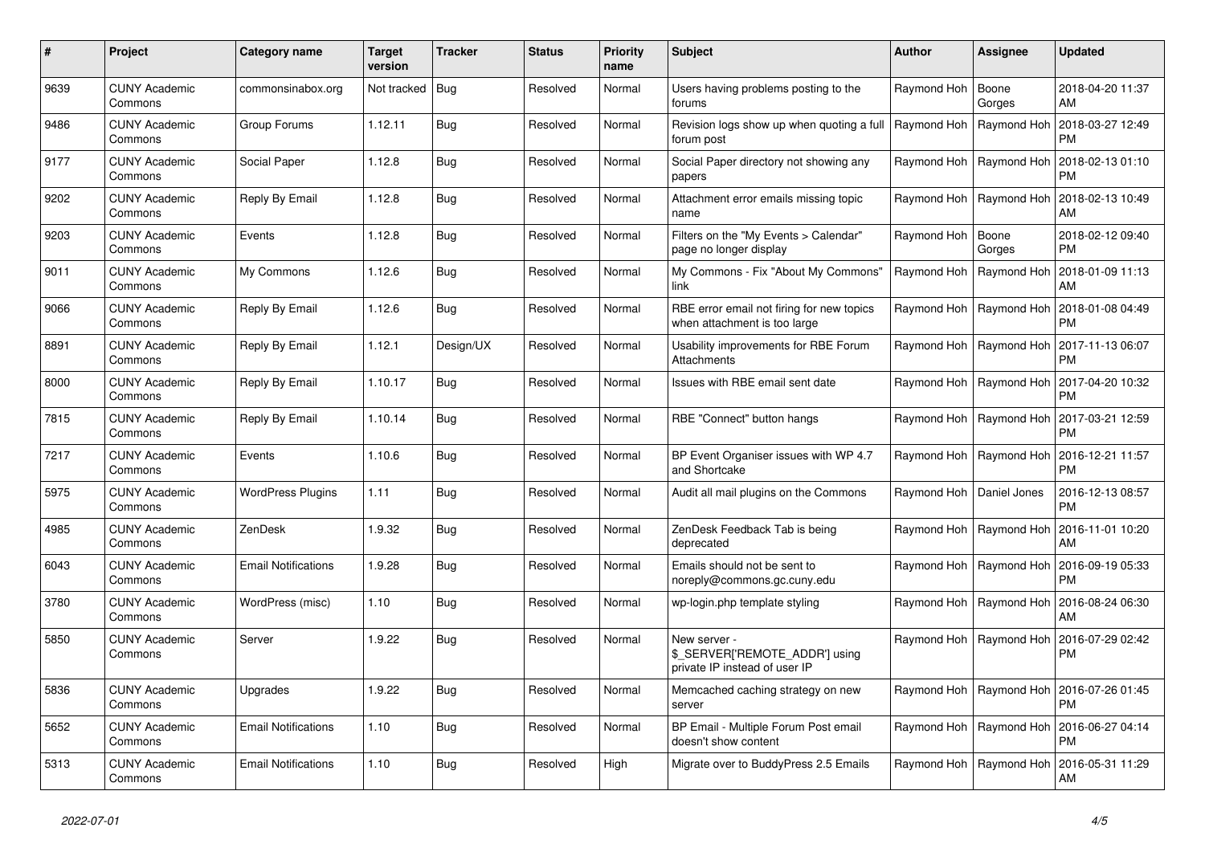| # | Project | Category name | Target version | Tracker | Status | Priority name | Subject | Author | Assignee | Updated |
|---|---|---|---|---|---|---|---|---|---|---|
| 9639 | CUNY Academic Commons | commonsinabox.org | Not tracked | Bug | Resolved | Normal | Users having problems posting to the forums | Raymond Hoh | Boone Gorges | 2018-04-20 11:37 AM |
| 9486 | CUNY Academic Commons | Group Forums | 1.12.11 | Bug | Resolved | Normal | Revision logs show up when quoting a full forum post | Raymond Hoh | Raymond Hoh | 2018-03-27 12:49 PM |
| 9177 | CUNY Academic Commons | Social Paper | 1.12.8 | Bug | Resolved | Normal | Social Paper directory not showing any papers | Raymond Hoh | Raymond Hoh | 2018-02-13 01:10 PM |
| 9202 | CUNY Academic Commons | Reply By Email | 1.12.8 | Bug | Resolved | Normal | Attachment error emails missing topic name | Raymond Hoh | Raymond Hoh | 2018-02-13 10:49 AM |
| 9203 | CUNY Academic Commons | Events | 1.12.8 | Bug | Resolved | Normal | Filters on the "My Events > Calendar" page no longer display | Raymond Hoh | Boone Gorges | 2018-02-12 09:40 PM |
| 9011 | CUNY Academic Commons | My Commons | 1.12.6 | Bug | Resolved | Normal | My Commons - Fix "About My Commons" link | Raymond Hoh | Raymond Hoh | 2018-01-09 11:13 AM |
| 9066 | CUNY Academic Commons | Reply By Email | 1.12.6 | Bug | Resolved | Normal | RBE error email not firing for new topics when attachment is too large | Raymond Hoh | Raymond Hoh | 2018-01-08 04:49 PM |
| 8891 | CUNY Academic Commons | Reply By Email | 1.12.1 | Design/UX | Resolved | Normal | Usability improvements for RBE Forum Attachments | Raymond Hoh | Raymond Hoh | 2017-11-13 06:07 PM |
| 8000 | CUNY Academic Commons | Reply By Email | 1.10.17 | Bug | Resolved | Normal | Issues with RBE email sent date | Raymond Hoh | Raymond Hoh | 2017-04-20 10:32 PM |
| 7815 | CUNY Academic Commons | Reply By Email | 1.10.14 | Bug | Resolved | Normal | RBE "Connect" button hangs | Raymond Hoh | Raymond Hoh | 2017-03-21 12:59 PM |
| 7217 | CUNY Academic Commons | Events | 1.10.6 | Bug | Resolved | Normal | BP Event Organiser issues with WP 4.7 and Shortcake | Raymond Hoh | Raymond Hoh | 2016-12-21 11:57 PM |
| 5975 | CUNY Academic Commons | WordPress Plugins | 1.11 | Bug | Resolved | Normal | Audit all mail plugins on the Commons | Raymond Hoh | Daniel Jones | 2016-12-13 08:57 PM |
| 4985 | CUNY Academic Commons | ZenDesk | 1.9.32 | Bug | Resolved | Normal | ZenDesk Feedback Tab is being deprecated | Raymond Hoh | Raymond Hoh | 2016-11-01 10:20 AM |
| 6043 | CUNY Academic Commons | Email Notifications | 1.9.28 | Bug | Resolved | Normal | Emails should not be sent to noreply@commons.gc.cuny.edu | Raymond Hoh | Raymond Hoh | 2016-09-19 05:33 PM |
| 3780 | CUNY Academic Commons | WordPress (misc) | 1.10 | Bug | Resolved | Normal | wp-login.php template styling | Raymond Hoh | Raymond Hoh | 2016-08-24 06:30 AM |
| 5850 | CUNY Academic Commons | Server | 1.9.22 | Bug | Resolved | Normal | New server - $_SERVER['REMOTE_ADDR'] using private IP instead of user IP | Raymond Hoh | Raymond Hoh | 2016-07-29 02:42 PM |
| 5836 | CUNY Academic Commons | Upgrades | 1.9.22 | Bug | Resolved | Normal | Memcached caching strategy on new server | Raymond Hoh | Raymond Hoh | 2016-07-26 01:45 PM |
| 5652 | CUNY Academic Commons | Email Notifications | 1.10 | Bug | Resolved | Normal | BP Email - Multiple Forum Post email doesn't show content | Raymond Hoh | Raymond Hoh | 2016-06-27 04:14 PM |
| 5313 | CUNY Academic Commons | Email Notifications | 1.10 | Bug | Resolved | High | Migrate over to BuddyPress 2.5 Emails | Raymond Hoh | Raymond Hoh | 2016-05-31 11:29 AM |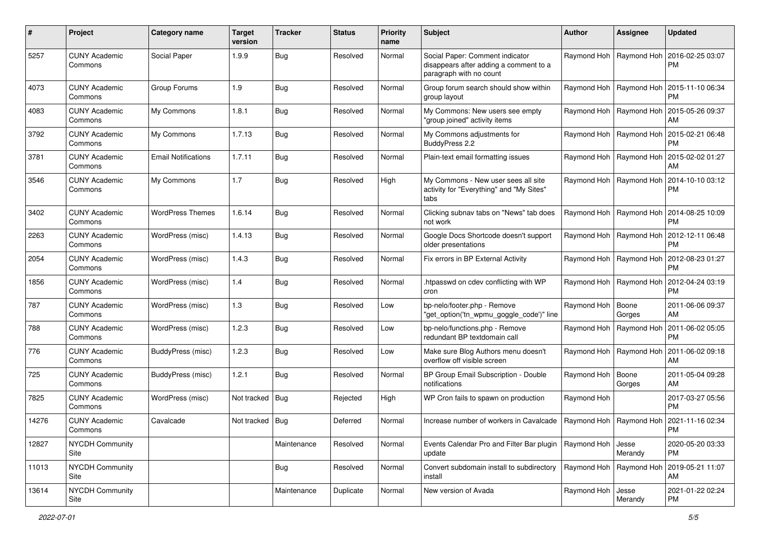| # | Project | Category name | Target version | Tracker | Status | Priority name | Subject | Author | Assignee | Updated |
|---|---|---|---|---|---|---|---|---|---|---|
| 5257 | CUNY Academic Commons | Social Paper | 1.9.9 | Bug | Resolved | Normal | Social Paper: Comment indicator disappears after adding a comment to a paragraph with no count | Raymond Hoh | Raymond Hoh | 2016-02-25 03:07 PM |
| 4073 | CUNY Academic Commons | Group Forums | 1.9 | Bug | Resolved | Normal | Group forum search should show within group layout | Raymond Hoh | Raymond Hoh | 2015-11-10 06:34 PM |
| 4083 | CUNY Academic Commons | My Commons | 1.8.1 | Bug | Resolved | Normal | My Commons: New users see empty "group joined" activity items | Raymond Hoh | Raymond Hoh | 2015-05-26 09:37 AM |
| 3792 | CUNY Academic Commons | My Commons | 1.7.13 | Bug | Resolved | Normal | My Commons adjustments for BuddyPress 2.2 | Raymond Hoh | Raymond Hoh | 2015-02-21 06:48 PM |
| 3781 | CUNY Academic Commons | Email Notifications | 1.7.11 | Bug | Resolved | Normal | Plain-text email formatting issues | Raymond Hoh | Raymond Hoh | 2015-02-02 01:27 AM |
| 3546 | CUNY Academic Commons | My Commons | 1.7 | Bug | Resolved | High | My Commons - New user sees all site activity for "Everything" and "My Sites" tabs | Raymond Hoh | Raymond Hoh | 2014-10-10 03:12 PM |
| 3402 | CUNY Academic Commons | WordPress Themes | 1.6.14 | Bug | Resolved | Normal | Clicking subnav tabs on "News" tab does not work | Raymond Hoh | Raymond Hoh | 2014-08-25 10:09 PM |
| 2263 | CUNY Academic Commons | WordPress (misc) | 1.4.13 | Bug | Resolved | Normal | Google Docs Shortcode doesn't support older presentations | Raymond Hoh | Raymond Hoh | 2012-12-11 06:48 PM |
| 2054 | CUNY Academic Commons | WordPress (misc) | 1.4.3 | Bug | Resolved | Normal | Fix errors in BP External Activity | Raymond Hoh | Raymond Hoh | 2012-08-23 01:27 PM |
| 1856 | CUNY Academic Commons | WordPress (misc) | 1.4 | Bug | Resolved | Normal | .htpasswd on cdev conflicting with WP cron | Raymond Hoh | Raymond Hoh | 2012-04-24 03:19 PM |
| 787 | CUNY Academic Commons | WordPress (misc) | 1.3 | Bug | Resolved | Low | bp-nelo/footer.php - Remove "get_option('tn_wpmu_goggle_code')" line | Raymond Hoh | Boone Gorges | 2011-06-06 09:37 AM |
| 788 | CUNY Academic Commons | WordPress (misc) | 1.2.3 | Bug | Resolved | Low | bp-nelo/functions.php - Remove redundant BP textdomain call | Raymond Hoh | Raymond Hoh | 2011-06-02 05:05 PM |
| 776 | CUNY Academic Commons | BuddyPress (misc) | 1.2.3 | Bug | Resolved | Low | Make sure Blog Authors menu doesn't overflow off visible screen | Raymond Hoh | Raymond Hoh | 2011-06-02 09:18 AM |
| 725 | CUNY Academic Commons | BuddyPress (misc) | 1.2.1 | Bug | Resolved | Normal | BP Group Email Subscription - Double notifications | Raymond Hoh | Boone Gorges | 2011-05-04 09:28 AM |
| 7825 | CUNY Academic Commons | WordPress (misc) | Not tracked | Bug | Rejected | High | WP Cron fails to spawn on production | Raymond Hoh | | 2017-03-27 05:56 PM |
| 14276 | CUNY Academic Commons | Cavalcade | Not tracked | Bug | Deferred | Normal | Increase number of workers in Cavalcade | Raymond Hoh | Raymond Hoh | 2021-11-16 02:34 PM |
| 12827 | NYCDH Community Site | | | Maintenance | Resolved | Normal | Events Calendar Pro and Filter Bar plugin update | Raymond Hoh | Jesse Merandy | 2020-05-20 03:33 PM |
| 11013 | NYCDH Community Site | | | Bug | Resolved | Normal | Convert subdomain install to subdirectory install | Raymond Hoh | Raymond Hoh | 2019-05-21 11:07 AM |
| 13614 | NYCDH Community Site | | | Maintenance | Duplicate | Normal | New version of Avada | Raymond Hoh | Jesse Merandy | 2021-01-22 02:24 PM |